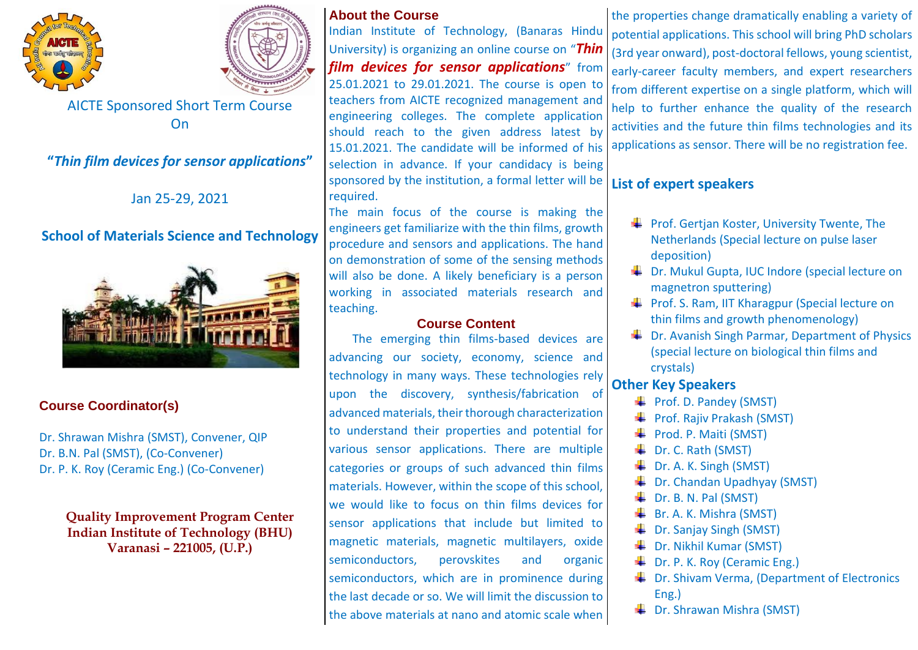AICTE Sponsored Short Term Course

On

**"*Thin film devices for sensor applications*"**

Jan 25-29, 2021

**School of Materials Science and Technology**

## Course Coordinator(s)

Dr. Shrawan Mishra (SMST), Convener, QIP
Dr. B.N. Pal (SMST), (Co-Convener)
Dr. P. K. Roy (Ceramic Eng.) (Co-Convener)

**Quality Improvement Program Center**
**Indian Institute of Technology (BHU)**
**Varanasi – 221005, (U.P.)**

## About the Course

Indian Institute of Technology, (Banaras Hindu University) is organizing an online course on "***Thin film devices for sensor applications***" from 25.01.2021 to 29.01.2021. The course is open to teachers from AICTE recognized management and engineering colleges. The complete application should reach to the given address latest by 15.01.2021. The candidate will be informed of his selection in advance. If your candidacy is being sponsored by the institution, a formal letter will be required.

The main focus of the course is making the engineers get familiarize with the thin films, growth procedure and sensors and applications. The hand on demonstration of some of the sensing methods will also be done. A likely beneficiary is a person working in associated materials research and teaching.

## Course Content

The emerging thin films-based devices are advancing our society, economy, science and technology in many ways. These technologies rely upon the discovery, synthesis/fabrication of advanced materials, their thorough characterization to understand their properties and potential for various sensor applications. There are multiple categories or groups of such advanced thin films materials. However, within the scope of this school, we would like to focus on thin films devices for sensor applications that include but limited to magnetic materials, magnetic multilayers, oxide semiconductors, perovskites and organic semiconductors, which are in prominence during the last decade or so. We will limit the discussion to the above materials at nano and atomic scale when the properties change dramatically enabling a variety of potential applications. This school will bring PhD scholars (3rd year onward), post-doctoral fellows, young scientist, early-career faculty members, and expert researchers from different expertise on a single platform, which will help to further enhance the quality of the research activities and the future thin films technologies and its applications as sensor. There will be no registration fee.

## List of expert speakers

- Prof. Gertjan Koster, University Twente, The Netherlands (Special lecture on pulse laser deposition)
- Dr. Mukul Gupta, IUC Indore (special lecture on magnetron sputtering)
- Prof. S. Ram, IIT Kharagpur (Special lecture on thin films and growth phenomenology)
- Dr. Avanish Singh Parmar, Department of Physics (special lecture on biological thin films and crystals)

## Other Key Speakers

- Prof. D. Pandey (SMST)
- Prof. Rajiv Prakash (SMST)
- Prod. P. Maiti (SMST)
- Dr. C. Rath (SMST)
- Dr. A. K. Singh (SMST)
- Dr. Chandan Upadhyay (SMST)
- Dr. B. N. Pal (SMST)
- Br. A. K. Mishra (SMST)
- Dr. Sanjay Singh (SMST)
- Dr. Nikhil Kumar (SMST)
- Dr. P. K. Roy (Ceramic Eng.)
- Dr. Shivam Verma, (Department of Electronics Eng.)
- Dr. Shrawan Mishra (SMST)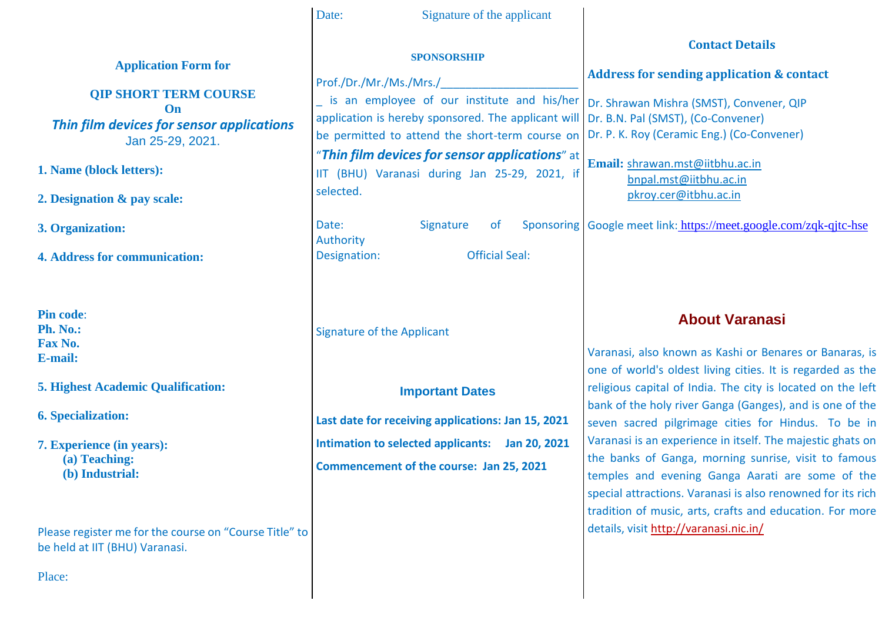## Application Form for

## QIP SHORT TERM COURSE
## On
## *Thin film devices for sensor applications*
Jan 25-29, 2021.

**1. Name (block letters):**

**2. Designation & pay scale:**

**3. Organization:**

**4. Address for communication:**

**Pin code**:
**Ph. No.:**
**Fax No.**
**E-mail:**

**5. Highest Academic Qualification:**

**6. Specialization:**

**7. Experience (in years):**
**(a) Teaching:**
**(b) Industrial:**

Please register me for the course on "Course Title" to be held at IIT (BHU) Varanasi.

Place:

Date: Signature of the applicant

### SPONSORSHIP

Prof./Dr./Mr./Ms./Mrs./_______________________ is an employee of our institute and his/her application is hereby sponsored. The applicant will be permitted to attend the short-term course on "***Thin film devices for sensor applications***" at IIT (BHU) Varanasi during Jan 25-29, 2021, if selected.

Date: Signature of Sponsoring Authority
Designation: Official Seal:

Signature of the Applicant

### Important Dates

**Last date for receiving applications: Jan 15, 2021**

**Intimation to selected applicants: Jan 20, 2021**

**Commencement of the course: Jan 25, 2021**

### Contact Details

**Address for sending application & contact**

Dr. Shrawan Mishra (SMST), Convener, QIP
Dr. B.N. Pal (SMST), (Co-Convener)
Dr. P. K. Roy (Ceramic Eng.) (Co-Convener)

**Email:** shrawan.mst@iitbhu.ac.in
bnpal.mst@iitbhu.ac.in
pkroy.cer@itbhu.ac.in

Google meet link: https://meet.google.com/zqk-qjtc-hse

## About Varanasi

Varanasi, also known as Kashi or Benares or Banaras, is one of world's oldest living cities. It is regarded as the religious capital of India. The city is located on the left bank of the holy river Ganga (Ganges), and is one of the seven sacred pilgrimage cities for Hindus. To be in Varanasi is an experience in itself. The majestic ghats on the banks of Ganga, morning sunrise, visit to famous temples and evening Ganga Aarati are some of the special attractions. Varanasi is also renowned for its rich tradition of music, arts, crafts and education. For more details, visit http://varanasi.nic.in/